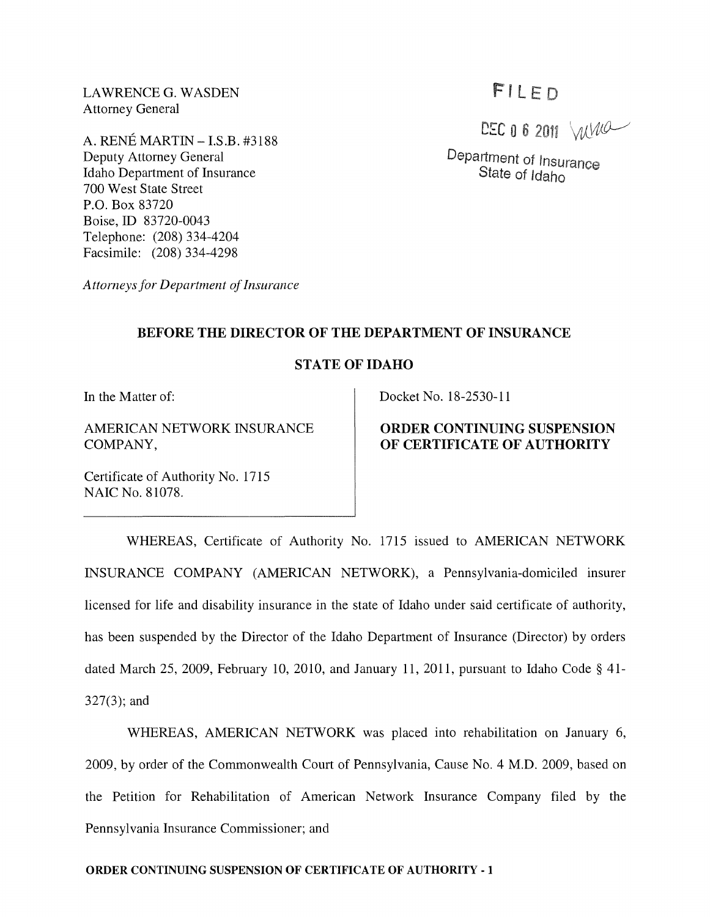LAWRENCE G. WASDEN
Attorney General

A. RENÉ MARTIN – I.S.B. #3188
Deputy Attorney General
Idaho Department of Insurance
700 West State Street
P.O. Box 83720
Boise, ID 83720-0043
Telephone: (208) 334-4204
Facsimile: (208) 334-4298

*Attorneys for Department of Insurance*

FILED

DEC 0 6 2011

Department of Insurance
State of Idaho

**BEFORE THE DIRECTOR OF THE DEPARTMENT OF INSURANCE**

**STATE OF IDAHO**

In the Matter of:

AMERICAN NETWORK INSURANCE COMPANY,

Certificate of Authority No. 1715
NAIC No. 81078.

Docket No. 18-2530-11

**ORDER CONTINUING SUSPENSION OF CERTIFICATE OF AUTHORITY**

WHEREAS, Certificate of Authority No. 1715 issued to AMERICAN NETWORK INSURANCE COMPANY (AMERICAN NETWORK), a Pennsylvania-domiciled insurer licensed for life and disability insurance in the state of Idaho under said certificate of authority, has been suspended by the Director of the Idaho Department of Insurance (Director) by orders dated March 25, 2009, February 10, 2010, and January 11, 2011, pursuant to Idaho Code § 41-327(3); and

WHEREAS, AMERICAN NETWORK was placed into rehabilitation on January 6, 2009, by order of the Commonwealth Court of Pennsylvania, Cause No. 4 M.D. 2009, based on the Petition for Rehabilitation of American Network Insurance Company filed by the Pennsylvania Insurance Commissioner; and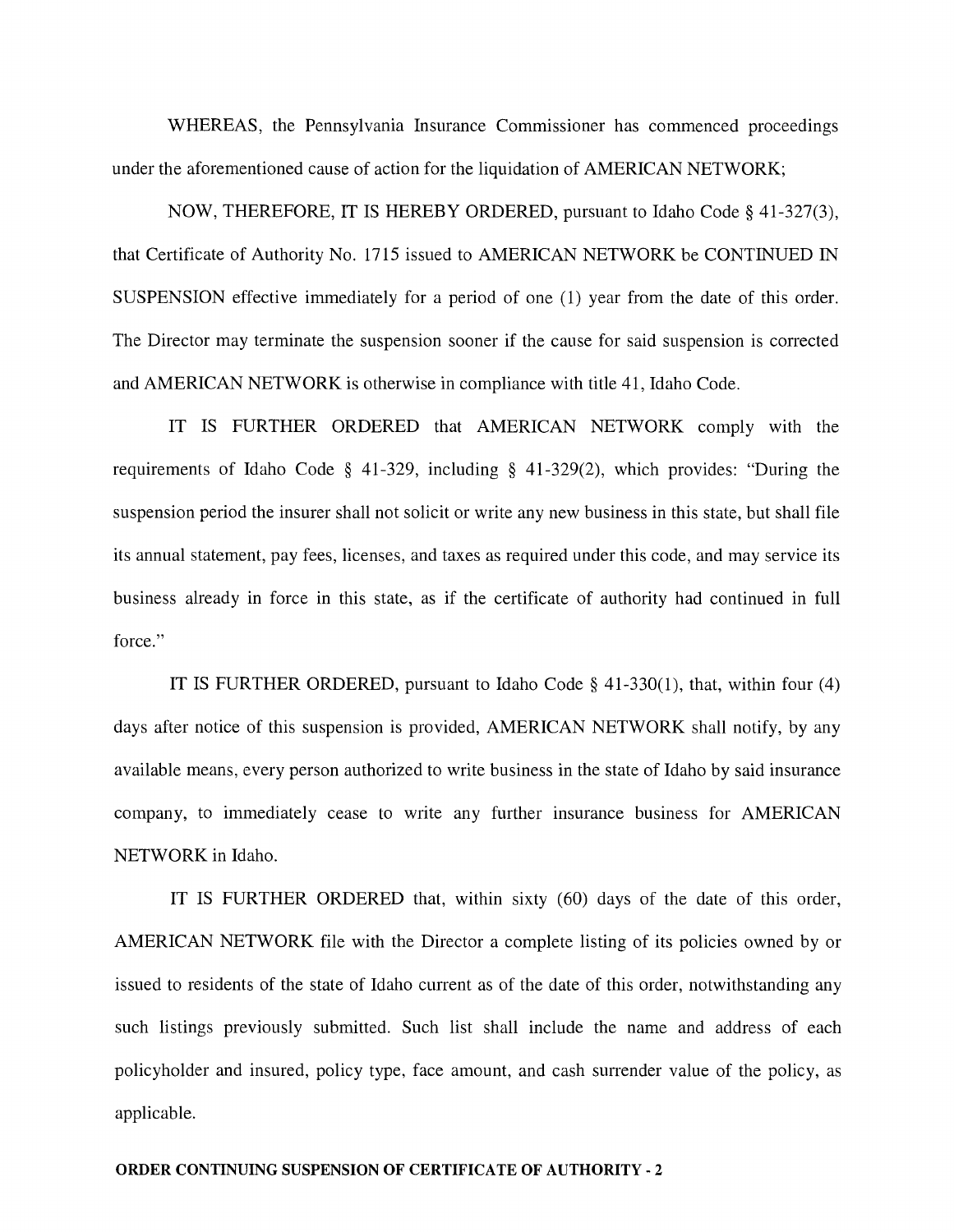WHEREAS, the Pennsylvania Insurance Commissioner has commenced proceedings under the aforementioned cause of action for the liquidation of AMERICAN NETWORK;

NOW, THEREFORE, IT IS HEREBY ORDERED, pursuant to Idaho Code § 41-327(3), that Certificate of Authority No. 1715 issued to AMERICAN NETWORK be CONTINUED IN SUSPENSION effective immediately for a period of one (1) year from the date of this order. The Director may terminate the suspension sooner if the cause for said suspension is corrected and AMERICAN NETWORK is otherwise in compliance with title 41, Idaho Code.

IT IS FURTHER ORDERED that AMERICAN NETWORK comply with the requirements of Idaho Code § 41-329, including § 41-329(2), which provides: "During the suspension period the insurer shall not solicit or write any new business in this state, but shall file its annual statement, pay fees, licenses, and taxes as required under this code, and may service its business already in force in this state, as if the certificate of authority had continued in full force."

IT IS FURTHER ORDERED, pursuant to Idaho Code § 41-330(1), that, within four (4) days after notice of this suspension is provided, AMERICAN NETWORK shall notify, by any available means, every person authorized to write business in the state of Idaho by said insurance company, to immediately cease to write any further insurance business for AMERICAN NETWORK in Idaho.

IT IS FURTHER ORDERED that, within sixty (60) days of the date of this order, AMERICAN NETWORK file with the Director a complete listing of its policies owned by or issued to residents of the state of Idaho current as of the date of this order, notwithstanding any such listings previously submitted. Such list shall include the name and address of each policyholder and insured, policy type, face amount, and cash surrender value of the policy, as applicable.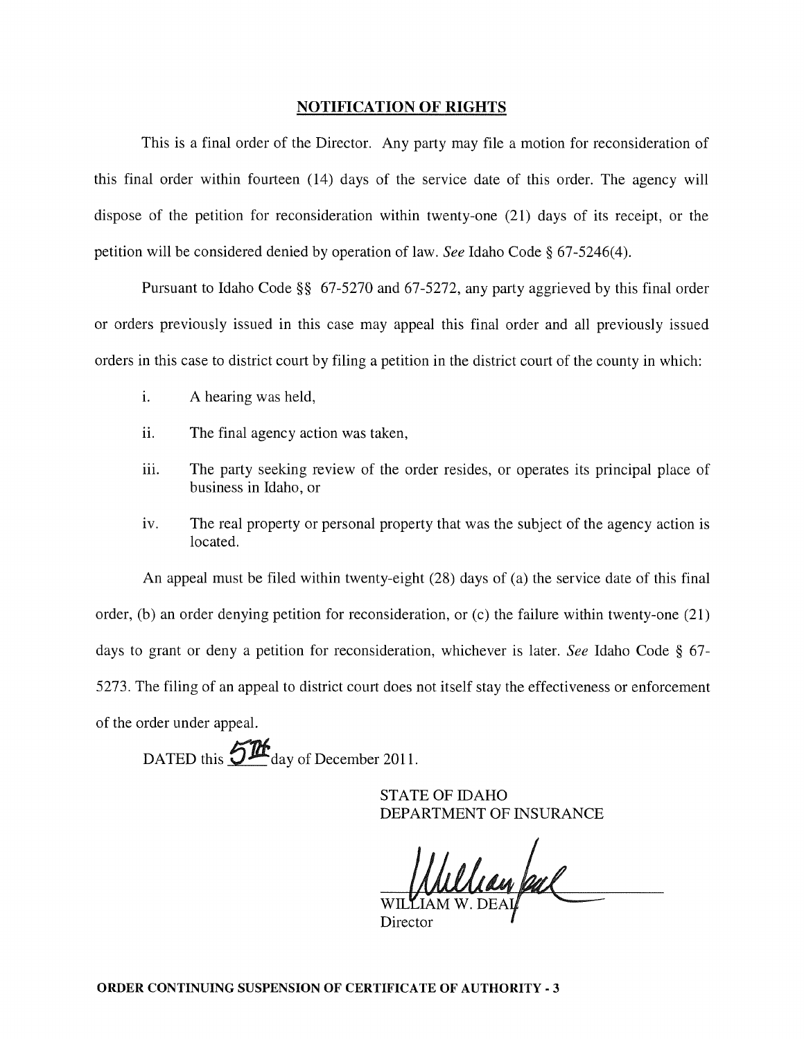## NOTIFICATION OF RIGHTS

This is a final order of the Director. Any party may file a motion for reconsideration of this final order within fourteen (14) days of the service date of this order. The agency will dispose of the petition for reconsideration within twenty-one (21) days of its receipt, or the petition will be considered denied by operation of law. *See* Idaho Code § 67-5246(4).

Pursuant to Idaho Code §§ 67-5270 and 67-5272, any party aggrieved by this final order or orders previously issued in this case may appeal this final order and all previously issued orders in this case to district court by filing a petition in the district court of the county in which:

i. A hearing was held,

ii. The final agency action was taken,

iii. The party seeking review of the order resides, or operates its principal place of business in Idaho, or

iv. The real property or personal property that was the subject of the agency action is located.

An appeal must be filed within twenty-eight (28) days of (a) the service date of this final order, (b) an order denying petition for reconsideration, or (c) the failure within twenty-one (21) days to grant or deny a petition for reconsideration, whichever is later. *See* Idaho Code § 67-5273. The filing of an appeal to district court does not itself stay the effectiveness or enforcement of the order under appeal.

DATED this 5th day of December 2011.

STATE OF IDAHO
DEPARTMENT OF INSURANCE

WILLIAM W. DEAL
Director

**ORDER CONTINUING SUSPENSION OF CERTIFICATE OF AUTHORITY - 3**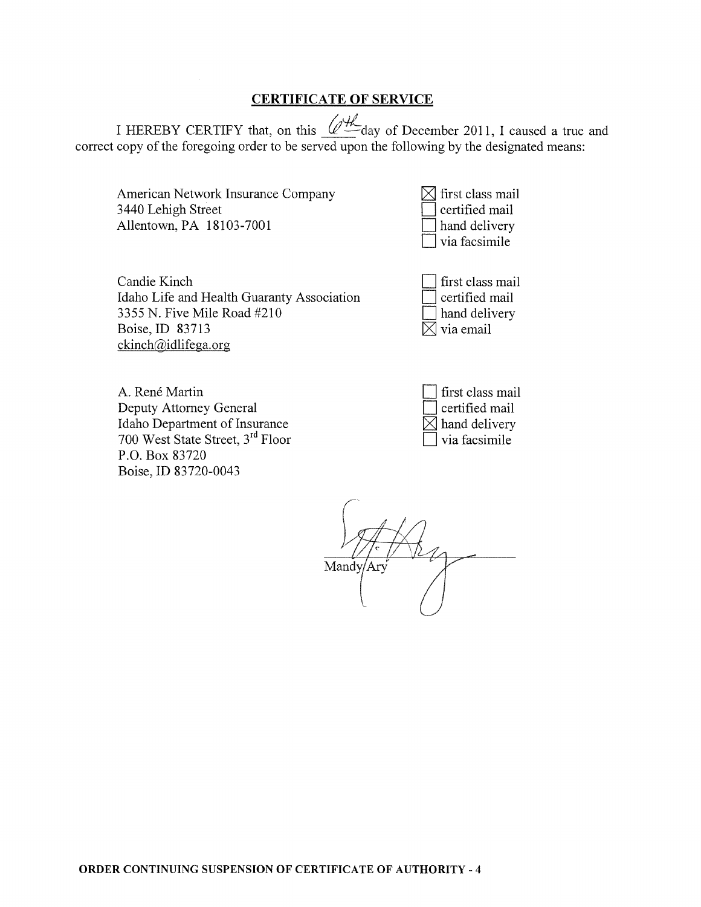## CERTIFICATE OF SERVICE

I HEREBY CERTIFY that, on this 6th day of December 2011, I caused a true and correct copy of the foregoing order to be served upon the following by the designated means:

| | |
|---|---|
| American Network Insurance Company<br>3440 Lehigh Street<br>Allentown, PA 18103-7001 | ☒ first class mail<br>☐ certified mail<br>☐ hand delivery<br>☐ via facsimile |
| Candie Kinch<br>Idaho Life and Health Guaranty Association<br>3355 N. Five Mile Road #210<br>Boise, ID 83713<br>ckinch@idlifega.org | ☐ first class mail<br>☐ certified mail<br>☐ hand delivery<br>☒ via email |
| A. René Martin<br>Deputy Attorney General<br>Idaho Department of Insurance<br>700 West State Street, 3rd Floor<br>P.O. Box 83720<br>Boise, ID 83720-0043 | ☐ first class mail<br>☐ certified mail<br>☒ hand delivery<br>☐ via facsimile |

Mandy Ary

**ORDER CONTINUING SUSPENSION OF CERTIFICATE OF AUTHORITY - 4**